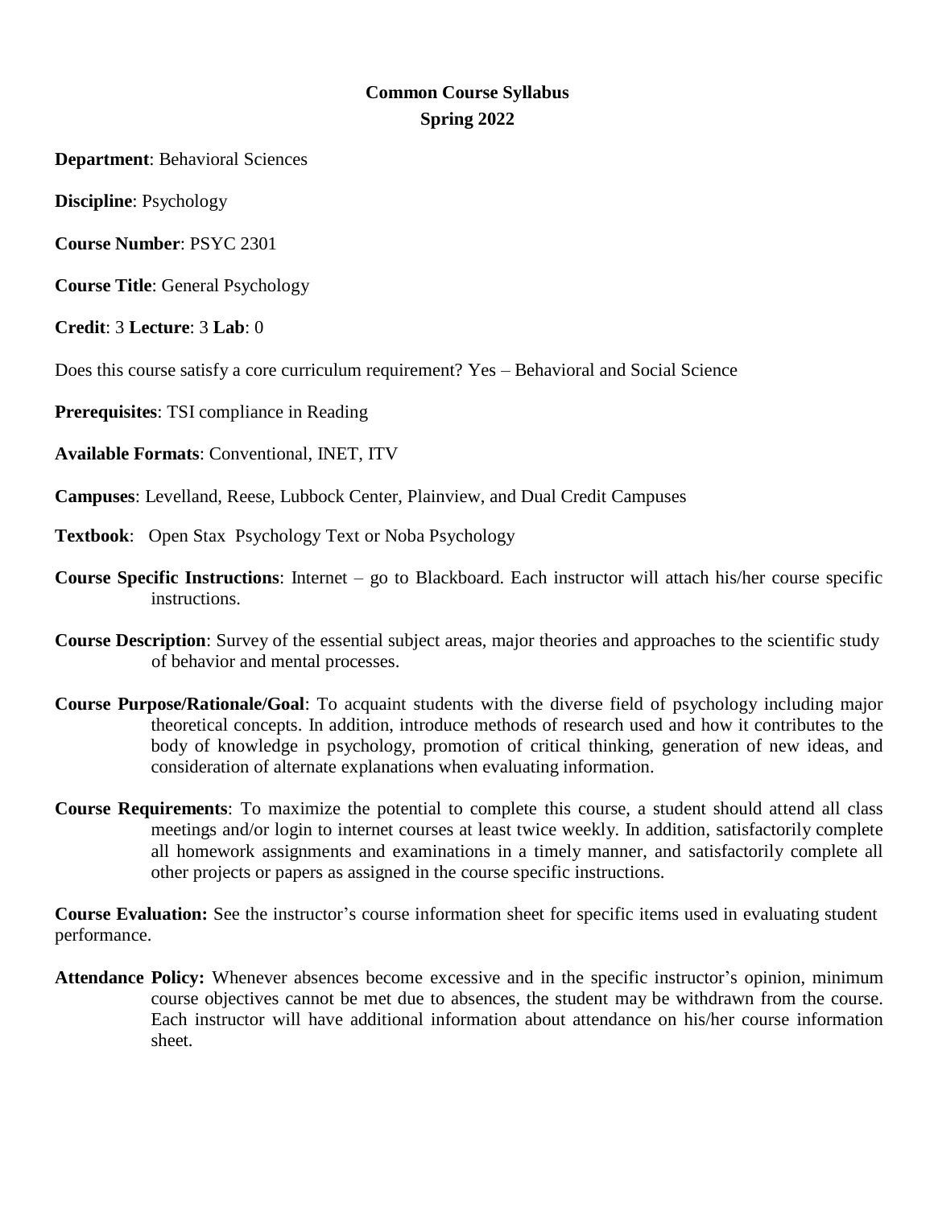# Common Course Syllabus
## Spring 2022

**Department**: Behavioral Sciences

**Discipline**: Psychology

**Course Number**: PSYC 2301

**Course Title**: General Psychology

**Credit**: 3 **Lecture**: 3 **Lab**: 0

Does this course satisfy a core curriculum requirement? Yes – Behavioral and Social Science

**Prerequisites**: TSI compliance in Reading

**Available Formats**: Conventional, INET, ITV

**Campuses**: Levelland, Reese, Lubbock Center, Plainview, and Dual Credit Campuses

**Textbook**: Open Stax Psychology Text or Noba Psychology

**Course Specific Instructions**: Internet – go to Blackboard. Each instructor will attach his/her course specific instructions.

**Course Description**: Survey of the essential subject areas, major theories and approaches to the scientific study of behavior and mental processes.

**Course Purpose/Rationale/Goal**: To acquaint students with the diverse field of psychology including major theoretical concepts. In addition, introduce methods of research used and how it contributes to the body of knowledge in psychology, promotion of critical thinking, generation of new ideas, and consideration of alternate explanations when evaluating information.

**Course Requirements**: To maximize the potential to complete this course, a student should attend all class meetings and/or login to internet courses at least twice weekly. In addition, satisfactorily complete all homework assignments and examinations in a timely manner, and satisfactorily complete all other projects or papers as assigned in the course specific instructions.

**Course Evaluation:** See the instructor's course information sheet for specific items used in evaluating student performance.

**Attendance Policy:** Whenever absences become excessive and in the specific instructor's opinion, minimum course objectives cannot be met due to absences, the student may be withdrawn from the course. Each instructor will have additional information about attendance on his/her course information sheet.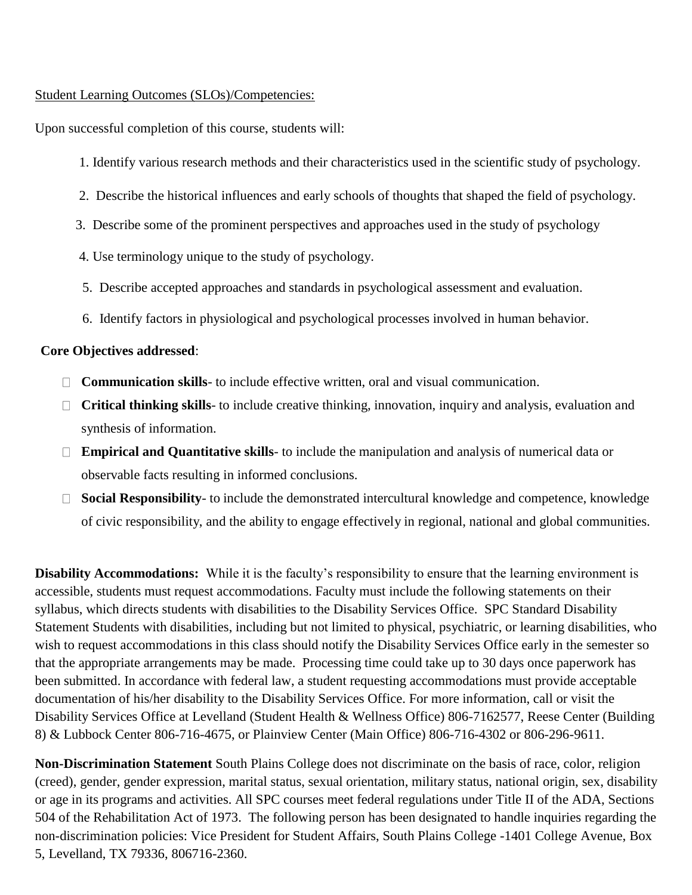Student Learning Outcomes (SLOs)/Competencies:

Upon successful completion of this course, students will:

1. Identify various research methods and their characteristics used in the scientific study of psychology.
2. Describe the historical influences and early schools of thoughts that shaped the field of psychology.
3. Describe some of the prominent perspectives and approaches used in the study of psychology
4. Use terminology unique to the study of psychology.
5. Describe accepted approaches and standards in psychological assessment and evaluation.
6. Identify factors in physiological and psychological processes involved in human behavior.

**Core Objectives addressed**:

- **Communication skills**- to include effective written, oral and visual communication.
- **Critical thinking skills**- to include creative thinking, innovation, inquiry and analysis, evaluation and synthesis of information.
- **Empirical and Quantitative skills**- to include the manipulation and analysis of numerical data or observable facts resulting in informed conclusions.
- **Social Responsibility**- to include the demonstrated intercultural knowledge and competence, knowledge of civic responsibility, and the ability to engage effectively in regional, national and global communities.

**Disability Accommodations:** While it is the faculty's responsibility to ensure that the learning environment is accessible, students must request accommodations. Faculty must include the following statements on their syllabus, which directs students with disabilities to the Disability Services Office. SPC Standard Disability Statement Students with disabilities, including but not limited to physical, psychiatric, or learning disabilities, who wish to request accommodations in this class should notify the Disability Services Office early in the semester so that the appropriate arrangements may be made. Processing time could take up to 30 days once paperwork has been submitted. In accordance with federal law, a student requesting accommodations must provide acceptable documentation of his/her disability to the Disability Services Office. For more information, call or visit the Disability Services Office at Levelland (Student Health & Wellness Office) 806-7162577, Reese Center (Building 8) & Lubbock Center 806-716-4675, or Plainview Center (Main Office) 806-716-4302 or 806-296-9611.

**Non-Discrimination Statement** South Plains College does not discriminate on the basis of race, color, religion (creed), gender, gender expression, marital status, sexual orientation, military status, national origin, sex, disability or age in its programs and activities. All SPC courses meet federal regulations under Title II of the ADA, Sections 504 of the Rehabilitation Act of 1973. The following person has been designated to handle inquiries regarding the non-discrimination policies: Vice President for Student Affairs, South Plains College -1401 College Avenue, Box 5, Levelland, TX 79336, 806716-2360.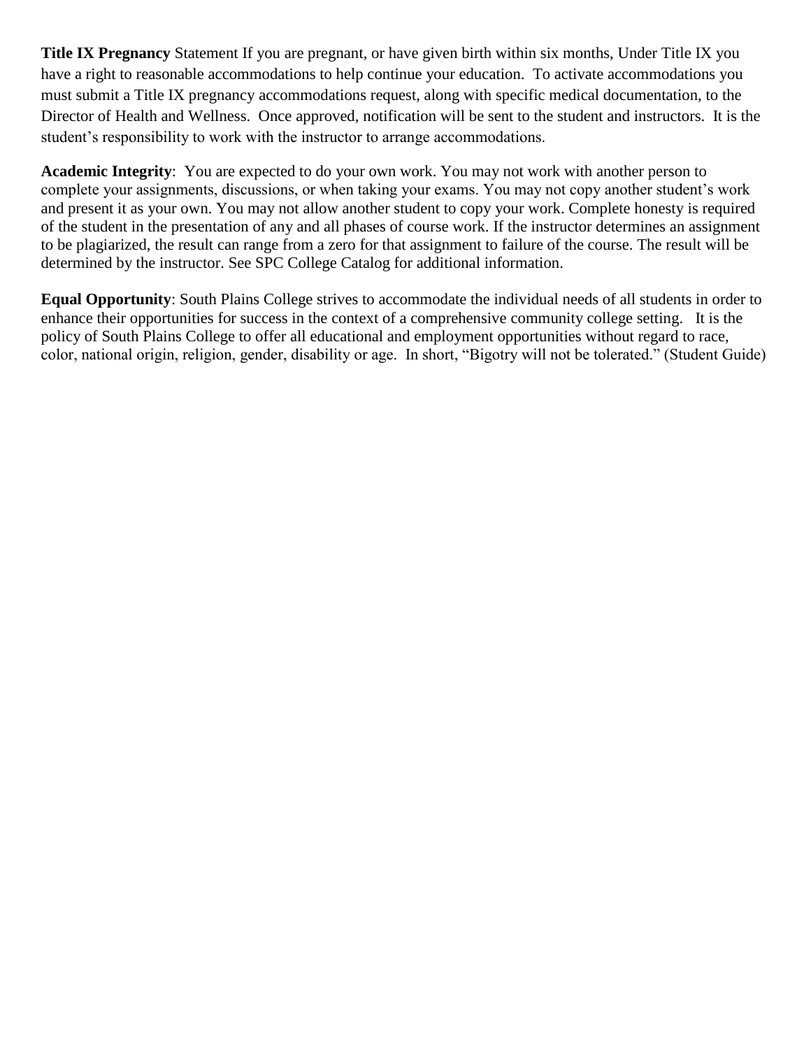**Title IX Pregnancy** Statement If you are pregnant, or have given birth within six months, Under Title IX you have a right to reasonable accommodations to help continue your education. To activate accommodations you must submit a Title IX pregnancy accommodations request, along with specific medical documentation, to the Director of Health and Wellness. Once approved, notification will be sent to the student and instructors. It is the student's responsibility to work with the instructor to arrange accommodations.

**Academic Integrity**: You are expected to do your own work. You may not work with another person to complete your assignments, discussions, or when taking your exams. You may not copy another student's work and present it as your own. You may not allow another student to copy your work. Complete honesty is required of the student in the presentation of any and all phases of course work. If the instructor determines an assignment to be plagiarized, the result can range from a zero for that assignment to failure of the course. The result will be determined by the instructor. See SPC College Catalog for additional information.

**Equal Opportunity**: South Plains College strives to accommodate the individual needs of all students in order to enhance their opportunities for success in the context of a comprehensive community college setting. It is the policy of South Plains College to offer all educational and employment opportunities without regard to race, color, national origin, religion, gender, disability or age. In short, "Bigotry will not be tolerated." (Student Guide)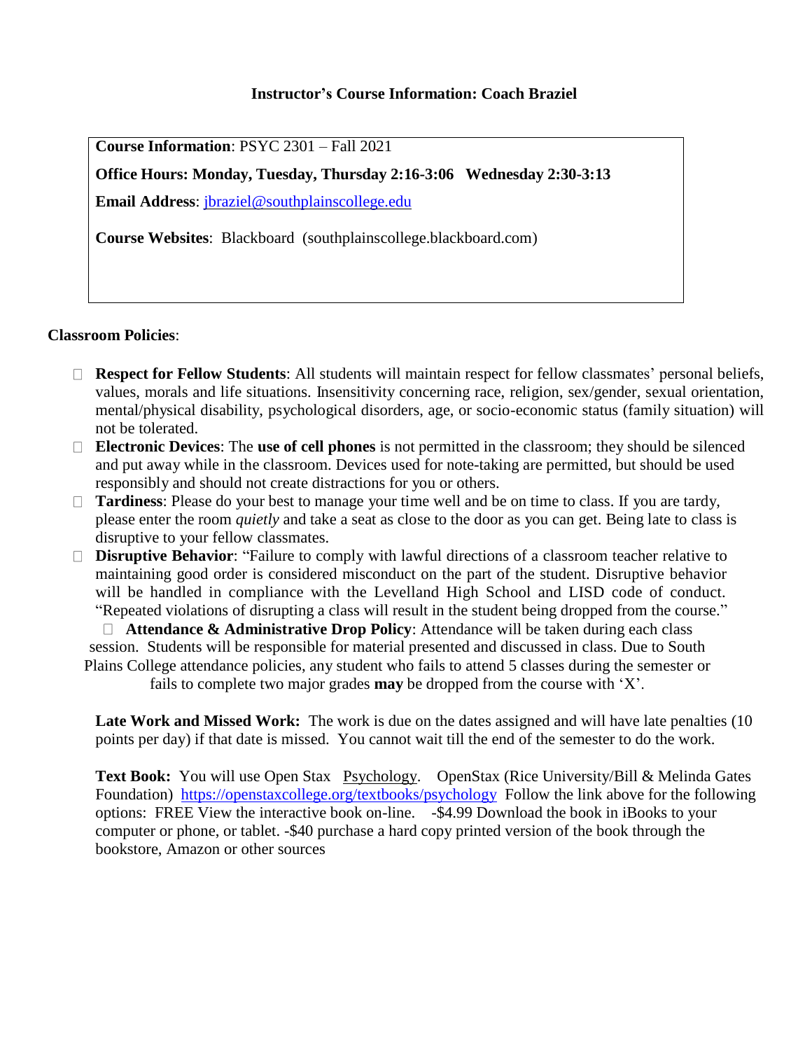### Instructor's Course Information: Coach Braziel

**Course Information**: PSYC 2301 – Fall 2021

**Office Hours: Monday, Tuesday, Thursday 2:16-3:06 Wednesday 2:30-3:13**

**Email Address**: jbraziel@southplainscollege.edu

**Course Websites**: Blackboard (southplainscollege.blackboard.com)

**Classroom Policies**:

- **Respect for Fellow Students**: All students will maintain respect for fellow classmates' personal beliefs, values, morals and life situations. Insensitivity concerning race, religion, sex/gender, sexual orientation, mental/physical disability, psychological disorders, age, or socio-economic status (family situation) will not be tolerated.
- **Electronic Devices**: The **use of cell phones** is not permitted in the classroom; they should be silenced and put away while in the classroom. Devices used for note-taking are permitted, but should be used responsibly and should not create distractions for you or others.
- **Tardiness**: Please do your best to manage your time well and be on time to class. If you are tardy, please enter the room *quietly* and take a seat as close to the door as you can get. Being late to class is disruptive to your fellow classmates.
- **Disruptive Behavior**: "Failure to comply with lawful directions of a classroom teacher relative to maintaining good order is considered misconduct on the part of the student. Disruptive behavior will be handled in compliance with the Levelland High School and LISD code of conduct. "Repeated violations of disrupting a class will result in the student being dropped from the course."
- **Attendance & Administrative Drop Policy**: Attendance will be taken during each class session. Students will be responsible for material presented and discussed in class. Due to South Plains College attendance policies, any student who fails to attend 5 classes during the semester or fails to complete two major grades **may** be dropped from the course with 'X'.

**Late Work and Missed Work:** The work is due on the dates assigned and will have late penalties (10 points per day) if that date is missed. You cannot wait till the end of the semester to do the work.

**Text Book:** You will use Open Stax Psychology. OpenStax (Rice University/Bill & Melinda Gates Foundation) https://openstaxcollege.org/textbooks/psychology Follow the link above for the following options: FREE View the interactive book on-line. -$4.99 Download the book in iBooks to your computer or phone, or tablet. -$40 purchase a hard copy printed version of the book through the bookstore, Amazon or other sources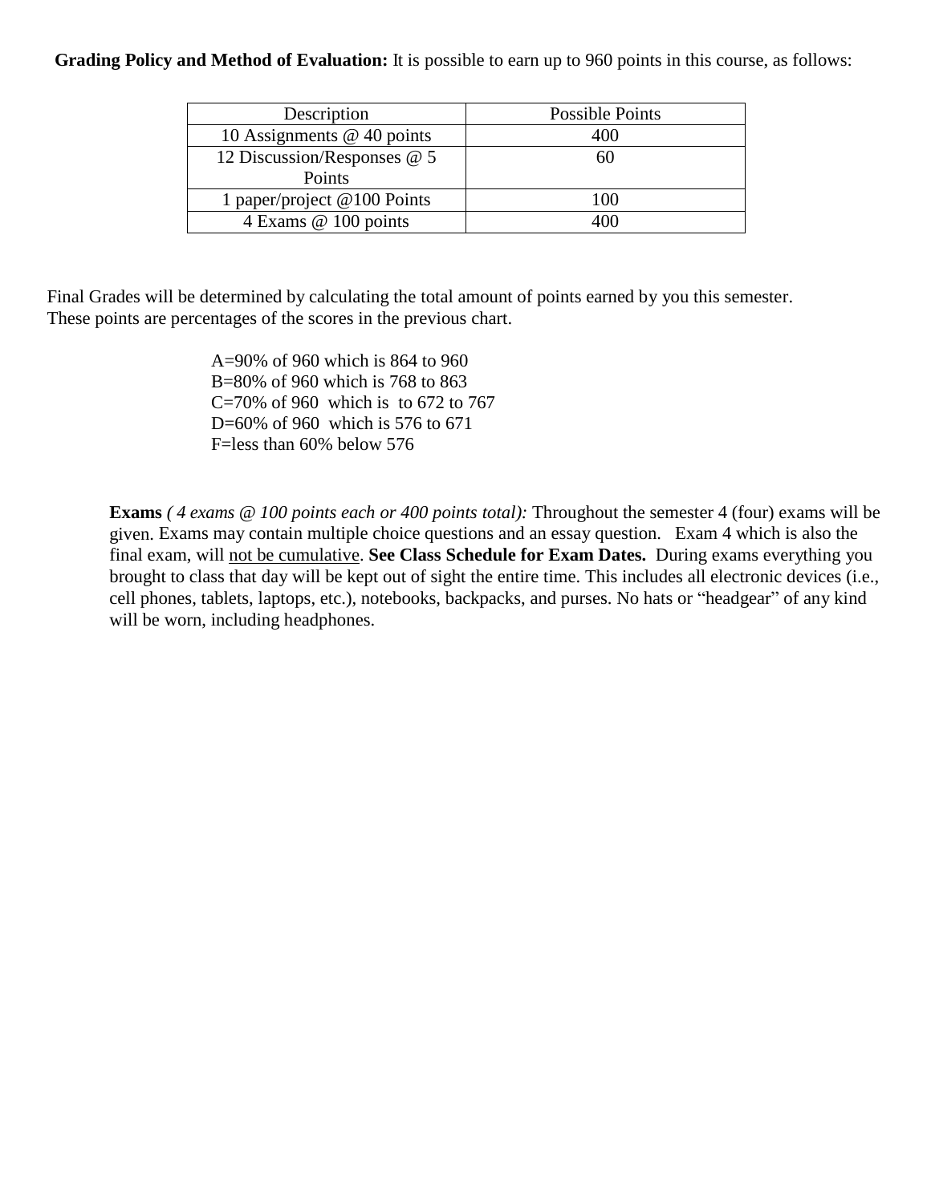**Grading Policy and Method of Evaluation:** It is possible to earn up to 960 points in this course, as follows:

| Description | Possible Points |
|---|---|
| 10 Assignments @ 40 points | 400 |
| 12 Discussion/Responses @ 5 Points | 60 |
| 1 paper/project @100 Points | 100 |
| 4 Exams @ 100 points | 400 |

Final Grades will be determined by calculating the total amount of points earned by you this semester. These points are percentages of the scores in the previous chart.

A=90% of 960 which is 864 to 960
B=80% of 960 which is 768 to 863
C=70% of 960 which is to 672 to 767
D=60% of 960 which is 576 to 671
F=less than 60% below 576

**Exams** *( 4 exams @ 100 points each or 400 points total):* Throughout the semester 4 (four) exams will be given. Exams may contain multiple choice questions and an essay question. Exam 4 which is also the final exam, will <u>not be cumulative</u>. **See Class Schedule for Exam Dates.** During exams everything you brought to class that day will be kept out of sight the entire time. This includes all electronic devices (i.e., cell phones, tablets, laptops, etc.), notebooks, backpacks, and purses. No hats or "headgear" of any kind will be worn, including headphones.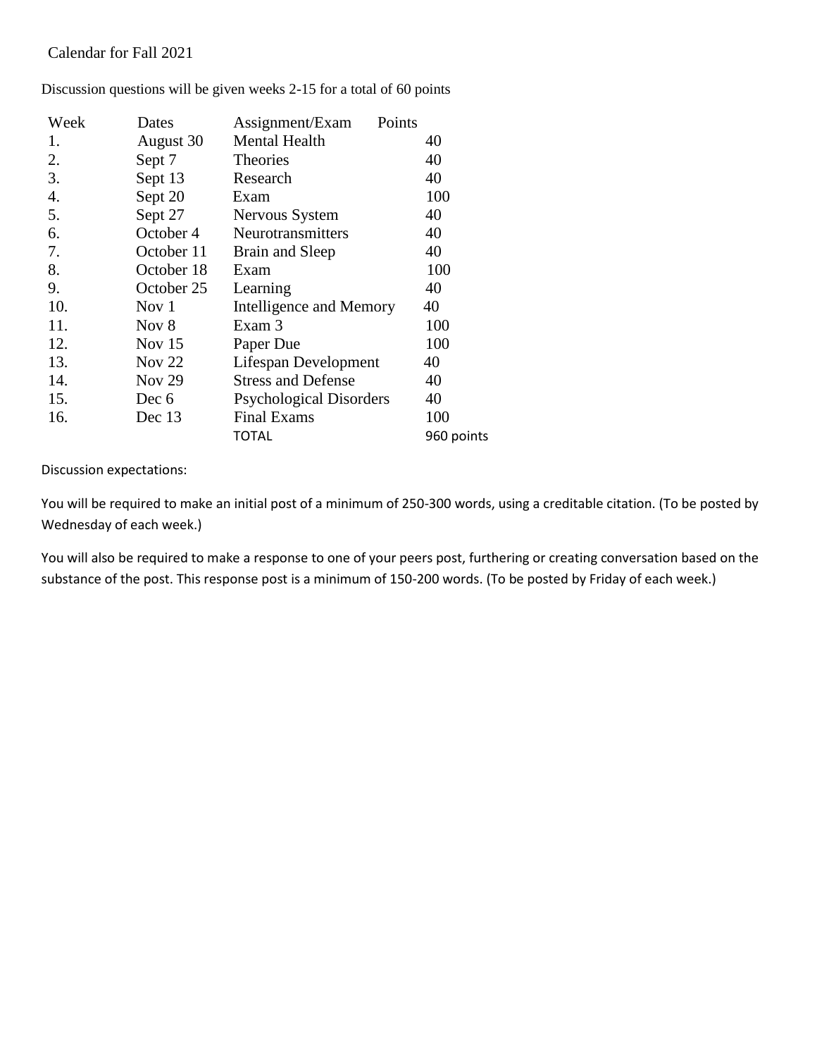Calendar for Fall 2021

Discussion questions will be given weeks 2-15 for a total of 60 points

| Week | Dates | Assignment/Exam | Points |
|---|---|---|---|
| 1. | August 30 | Mental Health | 40 |
| 2. | Sept 7 | Theories | 40 |
| 3. | Sept 13 | Research | 40 |
| 4. | Sept 20 | Exam | 100 |
| 5. | Sept 27 | Nervous System | 40 |
| 6. | October 4 | Neurotransmitters | 40 |
| 7. | October 11 | Brain and Sleep | 40 |
| 8. | October 18 | Exam | 100 |
| 9. | October 25 | Learning | 40 |
| 10. | Nov 1 | Intelligence and Memory | 40 |
| 11. | Nov 8 | Exam 3 | 100 |
| 12. | Nov 15 | Paper Due | 100 |
| 13. | Nov 22 | Lifespan Development | 40 |
| 14. | Nov 29 | Stress and Defense | 40 |
| 15. | Dec 6 | Psychological Disorders | 40 |
| 16. | Dec 13 | Final Exams | 100 |
| | | TOTAL | 960 points |

Discussion expectations:

You will be required to make an initial post of a minimum of 250-300 words, using a creditable citation. (To be posted by Wednesday of each week.)

You will also be required to make a response to one of your peers post, furthering or creating conversation based on the substance of the post. This response post is a minimum of 150-200 words. (To be posted by Friday of each week.)